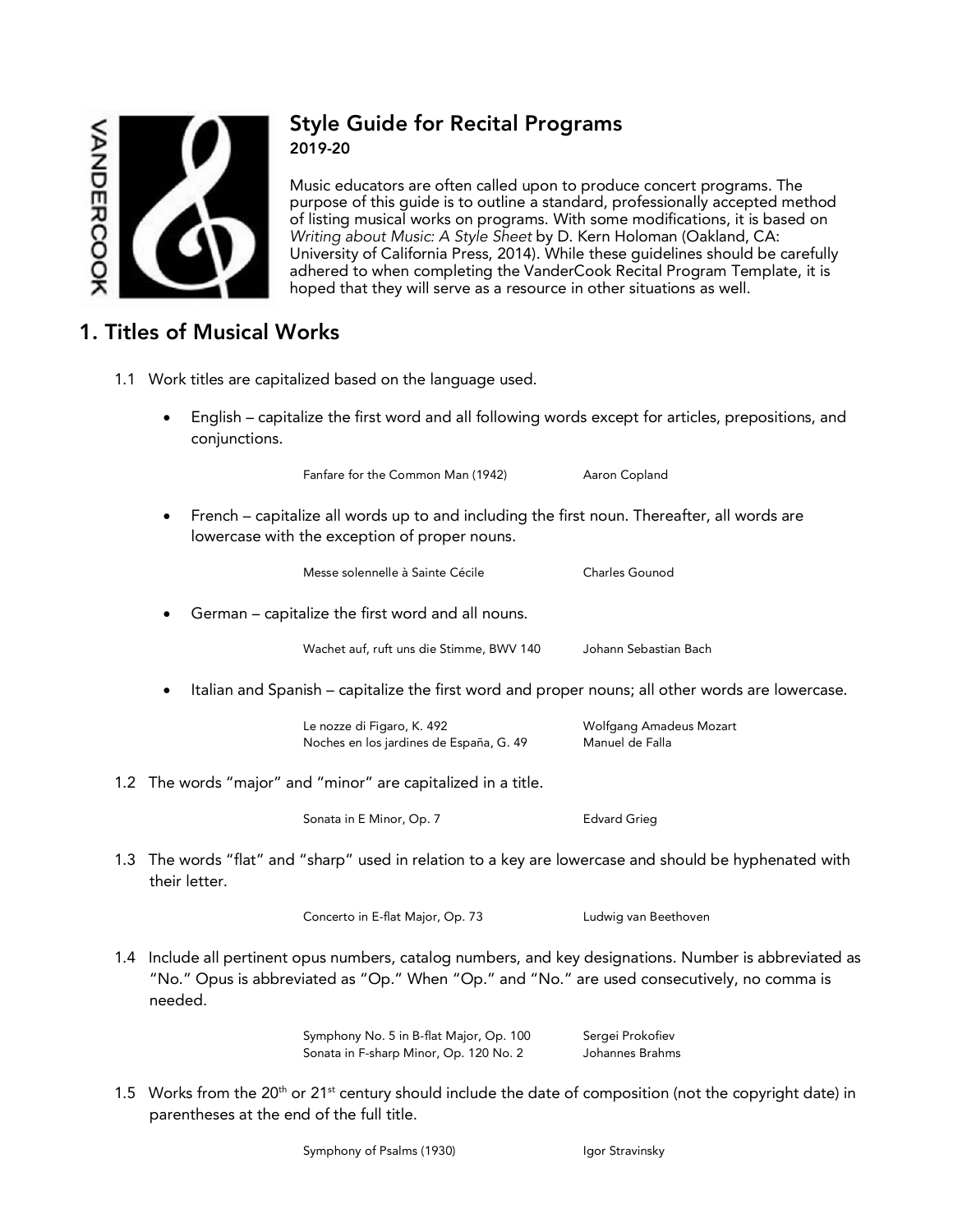# Style Guide for Recital Programs

**2019-20**

Music educators are often called upon to produce concert programs. The purpose of this guide is to outline a standard, professionally accepted method of listing musical works on programs. With some modifications, it is based on *Writing about Music: A Style Sheet* by D. Kern Holoman (Oakland, CA: University of California Press, 2014). While these guidelines should be carefully adhered to when completing the VanderCook Recital Program Template, it is hoped that they will serve as a resource in other situations as well.

## 1. Titles of Musical Works

1.1 Work titles are capitalized based on the language used.

- English – capitalize the first word and all following words except for articles, prepositions, and conjunctions.

  Fanfare for the Common Man (1942) — Aaron Copland

- French – capitalize all words up to and including the first noun. Thereafter, all words are lowercase with the exception of proper nouns.

  Messe solennelle à Sainte Cécile — Charles Gounod

- German – capitalize the first word and all nouns.

  Wachet auf, ruft uns die Stimme, BWV 140 — Johann Sebastian Bach

- Italian and Spanish – capitalize the first word and proper nouns; all other words are lowercase.

  Le nozze di Figaro, K. 492 — Wolfgang Amadeus Mozart
  Noches en los jardines de España, G. 49 — Manuel de Falla

1.2 The words "major" and "minor" are capitalized in a title.

  Sonata in E Minor, Op. 7 — Edvard Grieg

1.3 The words "flat" and "sharp" used in relation to a key are lowercase and should be hyphenated with their letter.

  Concerto in E-flat Major, Op. 73 — Ludwig van Beethoven

1.4 Include all pertinent opus numbers, catalog numbers, and key designations. Number is abbreviated as "No." Opus is abbreviated as "Op." When "Op." and "No." are used consecutively, no comma is needed.

  Symphony No. 5 in B-flat Major, Op. 100 — Sergei Prokofiev
  Sonata in F-sharp Minor, Op. 120 No. 2 — Johannes Brahms

1.5 Works from the 20th or 21st century should include the date of composition (not the copyright date) in parentheses at the end of the full title.

  Symphony of Psalms (1930) — Igor Stravinsky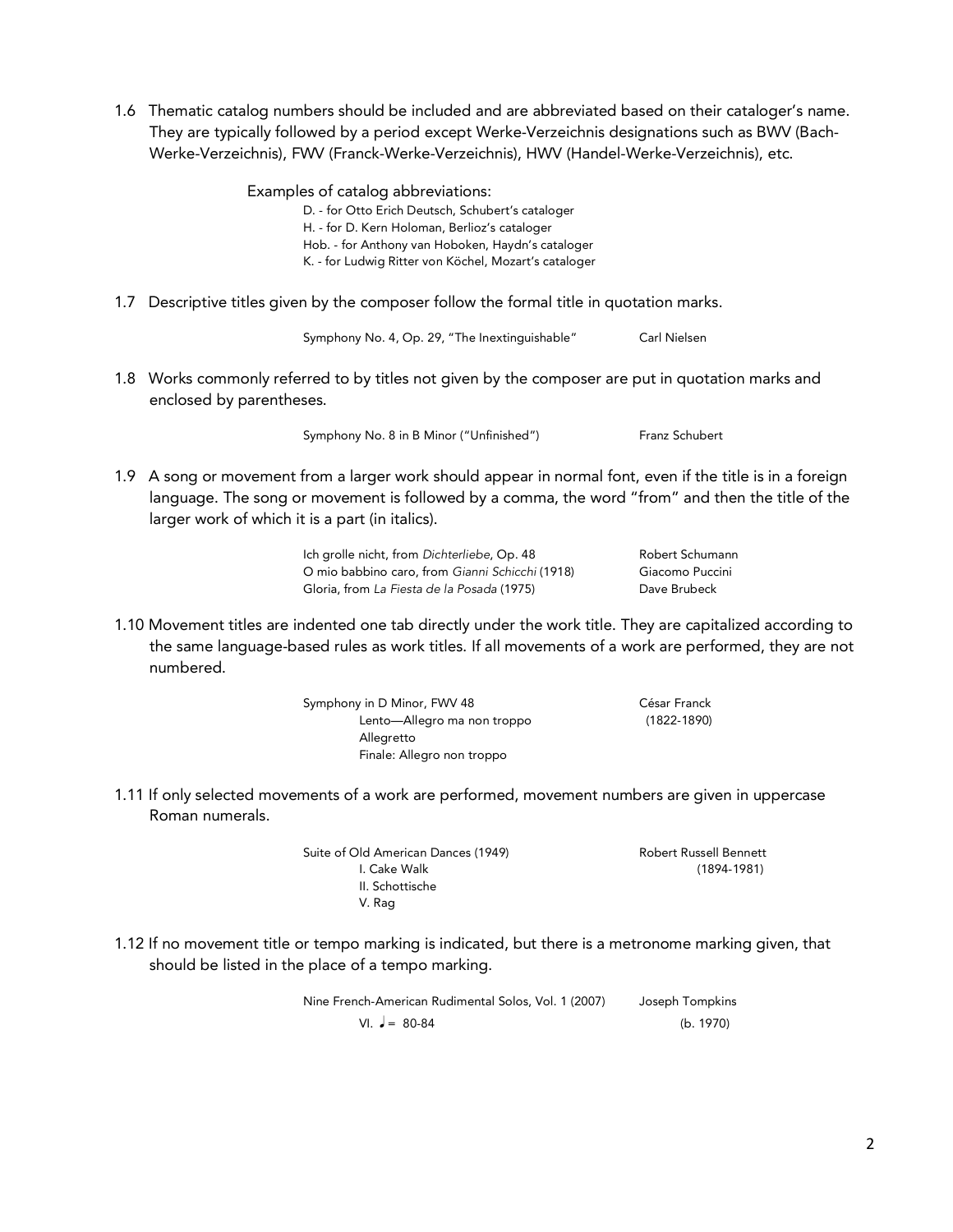1.6 Thematic catalog numbers should be included and are abbreviated based on their cataloger's name. They are typically followed by a period except Werke-Verzeichnis designations such as BWV (Bach-Werke-Verzeichnis), FWV (Franck-Werke-Verzeichnis), HWV (Handel-Werke-Verzeichnis), etc.

Examples of catalog abbreviations:

D. - for Otto Erich Deutsch, Schubert's cataloger
H. - for D. Kern Holoman, Berlioz's cataloger
Hob. - for Anthony van Hoboken, Haydn's cataloger
K. - for Ludwig Ritter von Köchel, Mozart's cataloger

1.7 Descriptive titles given by the composer follow the formal title in quotation marks.

Symphony No. 4, Op. 29, "The Inextinguishable" — Carl Nielsen

1.8 Works commonly referred to by titles not given by the composer are put in quotation marks and enclosed by parentheses.

Symphony No. 8 in B Minor ("Unfinished") — Franz Schubert

1.9 A song or movement from a larger work should appear in normal font, even if the title is in a foreign language. The song or movement is followed by a comma, the word "from" and then the title of the larger work of which it is a part (in italics).

Ich grolle nicht, from *Dichterliebe*, Op. 48 — Robert Schumann
O mio babbino caro, from *Gianni Schicchi* (1918) — Giacomo Puccini
Gloria, from *La Fiesta de la Posada* (1975) — Dave Brubeck

1.10 Movement titles are indented one tab directly under the work title. They are capitalized according to the same language-based rules as work titles. If all movements of a work are performed, they are not numbered.

Symphony in D Minor, FWV 48 — César Franck (1822-1890)
    Lento—Allegro ma non troppo
    Allegretto
    Finale: Allegro non troppo

1.11 If only selected movements of a work are performed, movement numbers are given in uppercase Roman numerals.

Suite of Old American Dances (1949) — Robert Russell Bennett (1894-1981)
    I. Cake Walk
    II. Schottische
    V. Rag

1.12 If no movement title or tempo marking is indicated, but there is a metronome marking given, that should be listed in the place of a tempo marking.

Nine French-American Rudimental Solos, Vol. 1 (2007) — Joseph Tompkins (b. 1970)
    VI. ♩= 80-84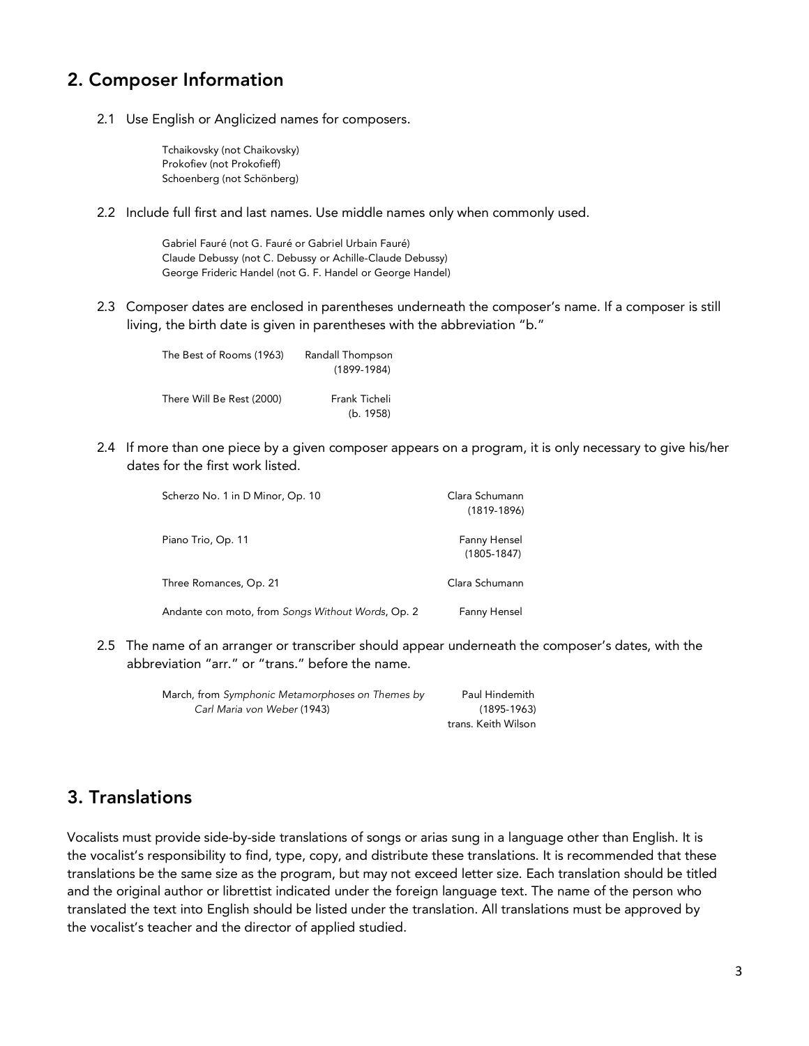## 2. Composer Information

2.1 Use English or Anglicized names for composers.

> Tchaikovsky (not Chaikovsky)
> Prokofiev (not Prokofieff)
> Schoenberg (not Schönberg)

2.2 Include full first and last names. Use middle names only when commonly used.

> Gabriel Fauré (not G. Fauré or Gabriel Urbain Fauré)
> Claude Debussy (not C. Debussy or Achille-Claude Debussy)
> George Frideric Handel (not G. F. Handel or George Handel)

2.3 Composer dates are enclosed in parentheses underneath the composer's name. If a composer is still living, the birth date is given in parentheses with the abbreviation "b."

| | |
|---|---|
| The Best of Rooms (1963) | Randall Thompson<br>(1899-1984) |
| There Will Be Rest (2000) | Frank Ticheli<br>(b. 1958) |

2.4 If more than one piece by a given composer appears on a program, it is only necessary to give his/her dates for the first work listed.

| | |
|---|---|
| Scherzo No. 1 in D Minor, Op. 10 | Clara Schumann<br>(1819-1896) |
| Piano Trio, Op. 11 | Fanny Hensel<br>(1805-1847) |
| Three Romances, Op. 21 | Clara Schumann |
| Andante con moto, from *Songs Without Words*, Op. 2 | Fanny Hensel |

2.5 The name of an arranger or transcriber should appear underneath the composer's dates, with the abbreviation "arr." or "trans." before the name.

| | |
|---|---|
| March, from *Symphonic Metamorphoses on Themes by Carl Maria von Weber* (1943) | Paul Hindemith<br>(1895-1963)<br>trans. Keith Wilson |

## 3. Translations

Vocalists must provide side-by-side translations of songs or arias sung in a language other than English. It is the vocalist's responsibility to find, type, copy, and distribute these translations. It is recommended that these translations be the same size as the program, but may not exceed letter size. Each translation should be titled and the original author or librettist indicated under the foreign language text. The name of the person who translated the text into English should be listed under the translation. All translations must be approved by the vocalist's teacher and the director of applied studied.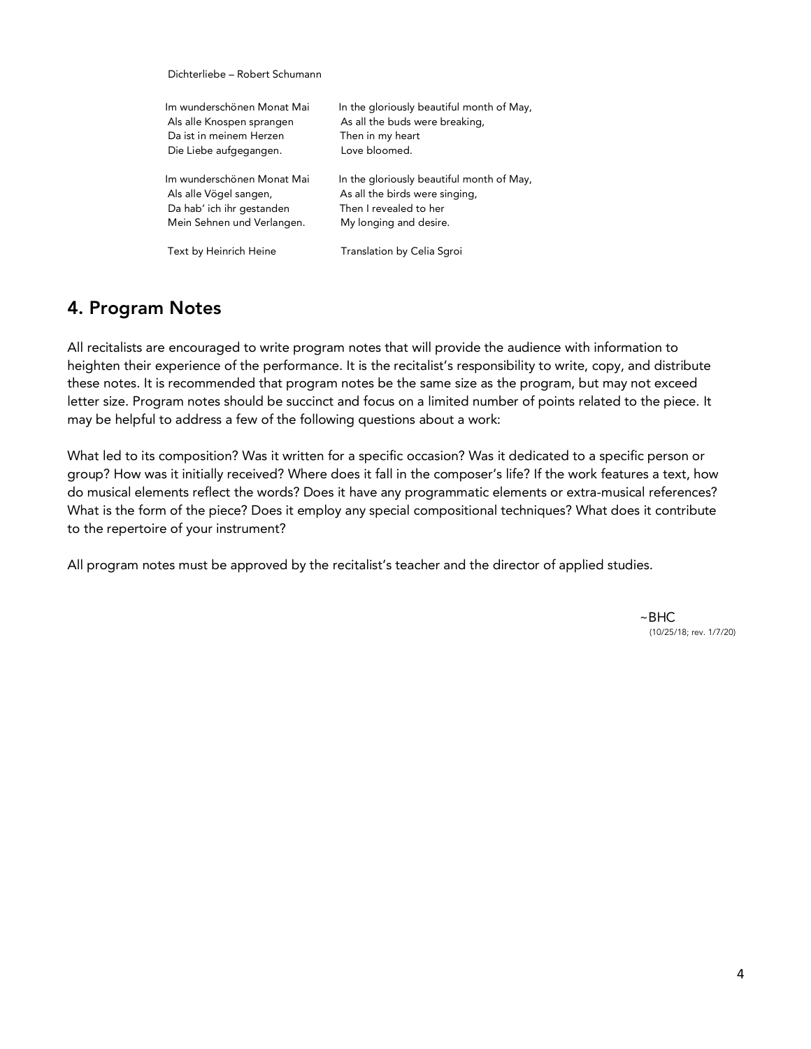Dichterliebe – Robert Schumann

| | |
|---|---|
| Im wunderschönen Monat Mai | In the gloriously beautiful month of May, |
| Als alle Knospen sprangen | As all the buds were breaking, |
| Da ist in meinem Herzen | Then in my heart |
| Die Liebe aufgegangen. | Love bloomed. |
| | |
| Im wunderschönen Monat Mai | In the gloriously beautiful month of May, |
| Als alle Vögel sangen, | As all the birds were singing, |
| Da hab' ich ihr gestanden | Then I revealed to her |
| Mein Sehnen und Verlangen. | My longing and desire. |
| | |
| Text by Heinrich Heine | Translation by Celia Sgroi |

## 4. Program Notes

All recitalists are encouraged to write program notes that will provide the audience with information to heighten their experience of the performance. It is the recitalist's responsibility to write, copy, and distribute these notes. It is recommended that program notes be the same size as the program, but may not exceed letter size. Program notes should be succinct and focus on a limited number of points related to the piece. It may be helpful to address a few of the following questions about a work:

What led to its composition? Was it written for a specific occasion? Was it dedicated to a specific person or group? How was it initially received? Where does it fall in the composer's life? If the work features a text, how do musical elements reflect the words? Does it have any programmatic elements or extra-musical references? What is the form of the piece? Does it employ any special compositional techniques? What does it contribute to the repertoire of your instrument?

All program notes must be approved by the recitalist's teacher and the director of applied studies.

~BHC
(10/25/18; rev. 1/7/20)